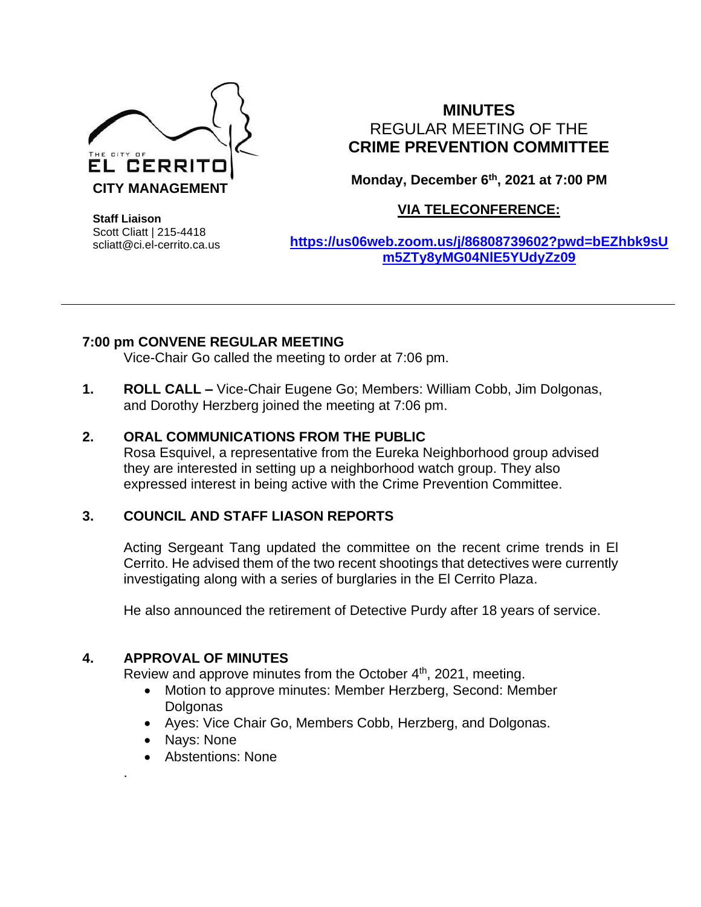THE CITY OF EL CERRITO
**CITY MANAGEMENT**

**Staff Liaison**
Scott Cliatt | 215-4418
scliatt@ci.el-cerrito.ca.us

# MINUTES
## REGULAR MEETING OF THE
## CRIME PREVENTION COMMITTEE

**Monday, December 6th, 2021 at 7:00 PM**

**VIA TELECONFERENCE:**

**https://us06web.zoom.us/j/86808739602?pwd=bEZhbk9sUm5ZTy8yMG04NlE5YUdyZz09**

---

**7:00 pm CONVENE REGULAR MEETING**

Vice-Chair Go called the meeting to order at 7:06 pm.

**1. ROLL CALL –** Vice-Chair Eugene Go; Members: William Cobb, Jim Dolgonas, and Dorothy Herzberg joined the meeting at 7:06 pm.

**2. ORAL COMMUNICATIONS FROM THE PUBLIC**

Rosa Esquivel, a representative from the Eureka Neighborhood group advised they are interested in setting up a neighborhood watch group. They also expressed interest in being active with the Crime Prevention Committee.

**3. COUNCIL AND STAFF LIASON REPORTS**

Acting Sergeant Tang updated the committee on the recent crime trends in El Cerrito. He advised them of the two recent shootings that detectives were currently investigating along with a series of burglaries in the El Cerrito Plaza.

He also announced the retirement of Detective Purdy after 18 years of service.

**4. APPROVAL OF MINUTES**

Review and approve minutes from the October 4th, 2021, meeting.

- Motion to approve minutes: Member Herzberg, Second: Member Dolgonas
- Ayes: Vice Chair Go, Members Cobb, Herzberg, and Dolgonas.
- Nays: None
- Abstentions: None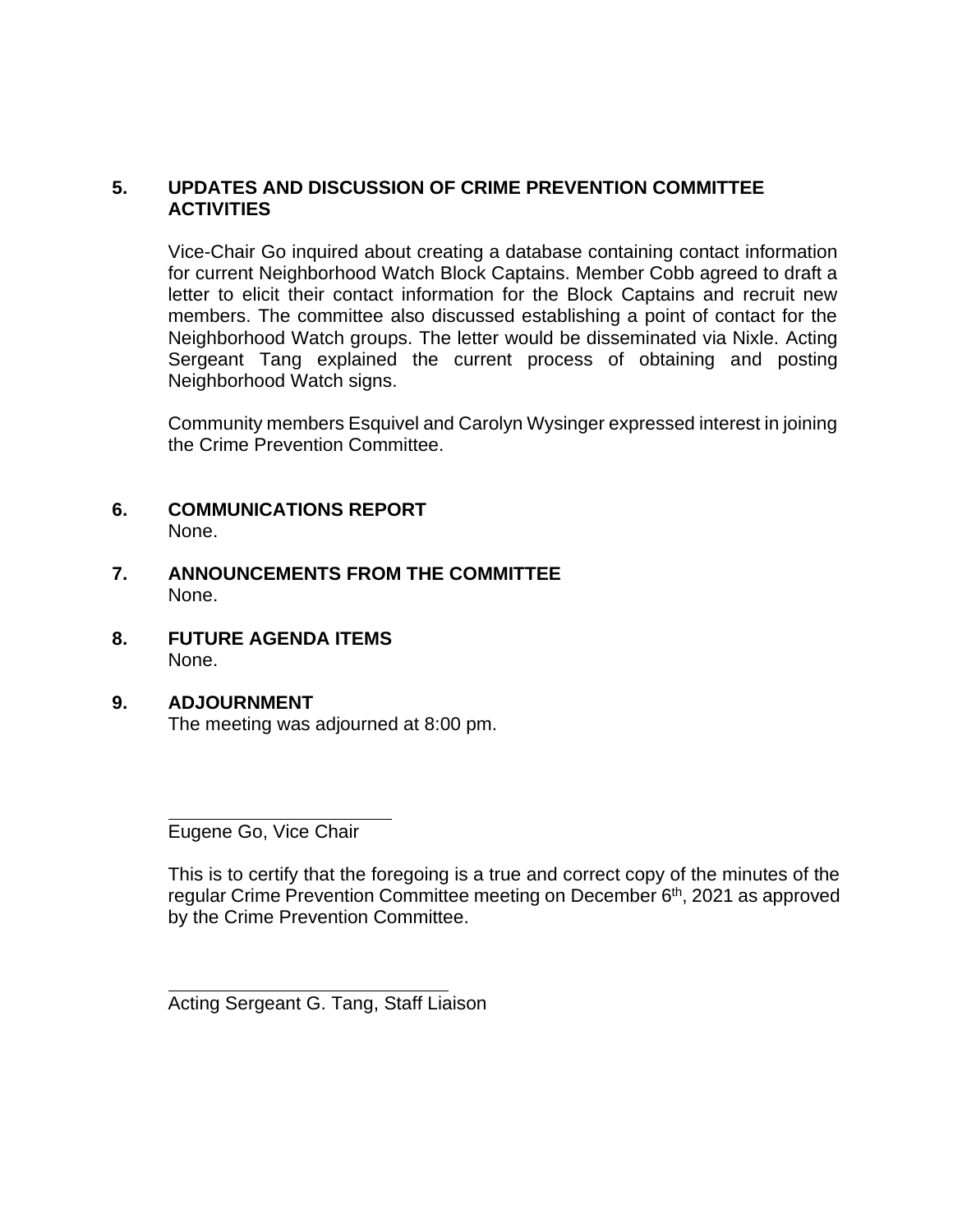## 5. UPDATES AND DISCUSSION OF CRIME PREVENTION COMMITTEE ACTIVITIES

Vice-Chair Go inquired about creating a database containing contact information for current Neighborhood Watch Block Captains. Member Cobb agreed to draft a letter to elicit their contact information for the Block Captains and recruit new members. The committee also discussed establishing a point of contact for the Neighborhood Watch groups. The letter would be disseminated via Nixle. Acting Sergeant Tang explained the current process of obtaining and posting Neighborhood Watch signs.

Community members Esquivel and Carolyn Wysinger expressed interest in joining the Crime Prevention Committee.

## 6. COMMUNICATIONS REPORT

None.

## 7. ANNOUNCEMENTS FROM THE COMMITTEE

None.

## 8. FUTURE AGENDA ITEMS

None.

## 9. ADJOURNMENT

The meeting was adjourned at 8:00 pm.

\_\_\_\_\_\_\_\_\_\_\_\_\_\_\_\_\_\_\_\_\_\_\_\_

Eugene Go, Vice Chair

This is to certify that the foregoing is a true and correct copy of the minutes of the regular Crime Prevention Committee meeting on December 6th, 2021 as approved by the Crime Prevention Committee.

\_\_\_\_\_\_\_\_\_\_\_\_\_\_\_\_\_\_\_\_\_\_\_\_\_\_\_\_\_\_

Acting Sergeant G. Tang, Staff Liaison